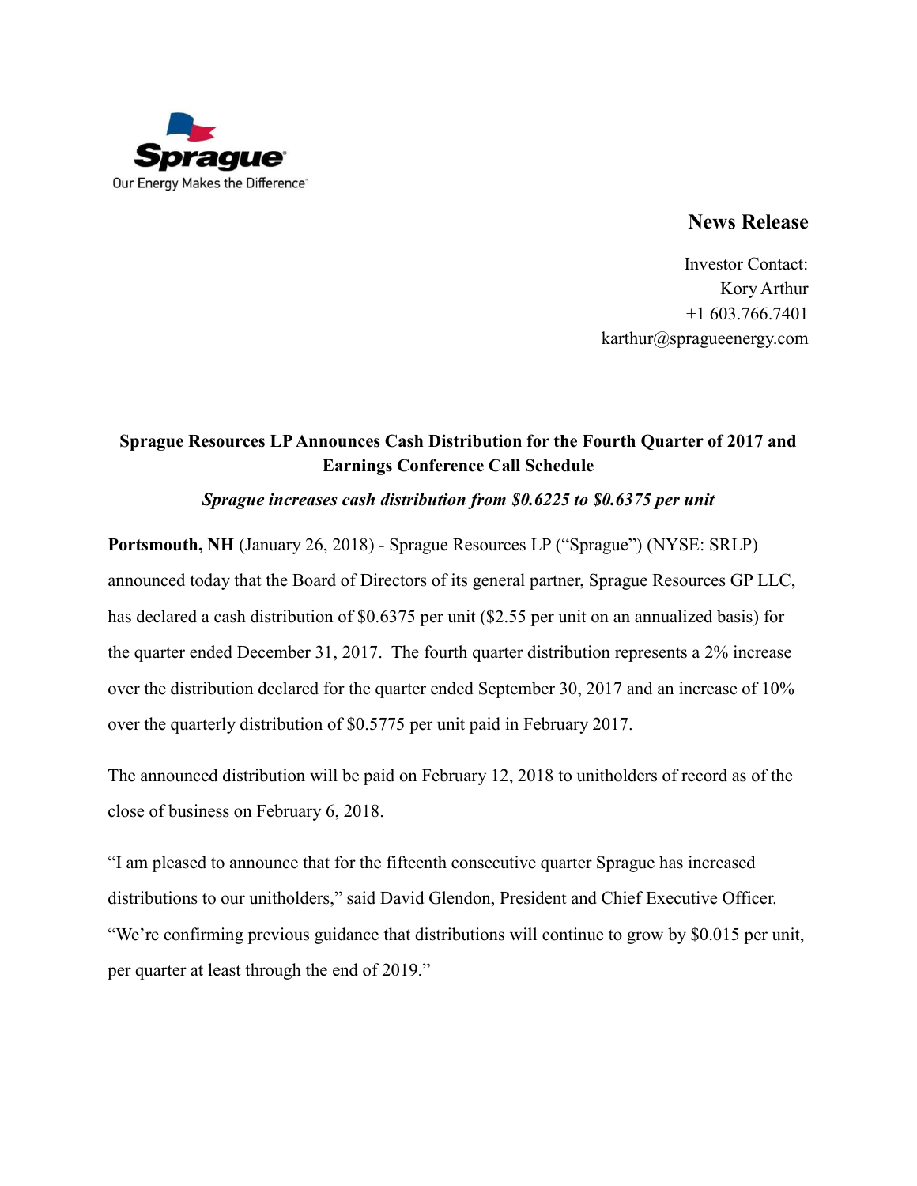Sprague

Our Energy Makes the Difference

## News Release

Investor Contact:
Kory Arthur
+1 603.766.7401
karthur@spragueenergy.com

### Sprague Resources LP Announces Cash Distribution for the Fourth Quarter of 2017 and Earnings Conference Call Schedule

***Sprague increases cash distribution from $0.6225 to $0.6375 per unit***

**Portsmouth, NH** (January 26, 2018) - Sprague Resources LP ("Sprague") (NYSE: SRLP) announced today that the Board of Directors of its general partner, Sprague Resources GP LLC, has declared a cash distribution of $0.6375 per unit ($2.55 per unit on an annualized basis) for the quarter ended December 31, 2017. The fourth quarter distribution represents a 2% increase over the distribution declared for the quarter ended September 30, 2017 and an increase of 10% over the quarterly distribution of $0.5775 per unit paid in February 2017.

The announced distribution will be paid on February 12, 2018 to unitholders of record as of the close of business on February 6, 2018.

"I am pleased to announce that for the fifteenth consecutive quarter Sprague has increased distributions to our unitholders," said David Glendon, President and Chief Executive Officer. "We're confirming previous guidance that distributions will continue to grow by $0.015 per unit, per quarter at least through the end of 2019."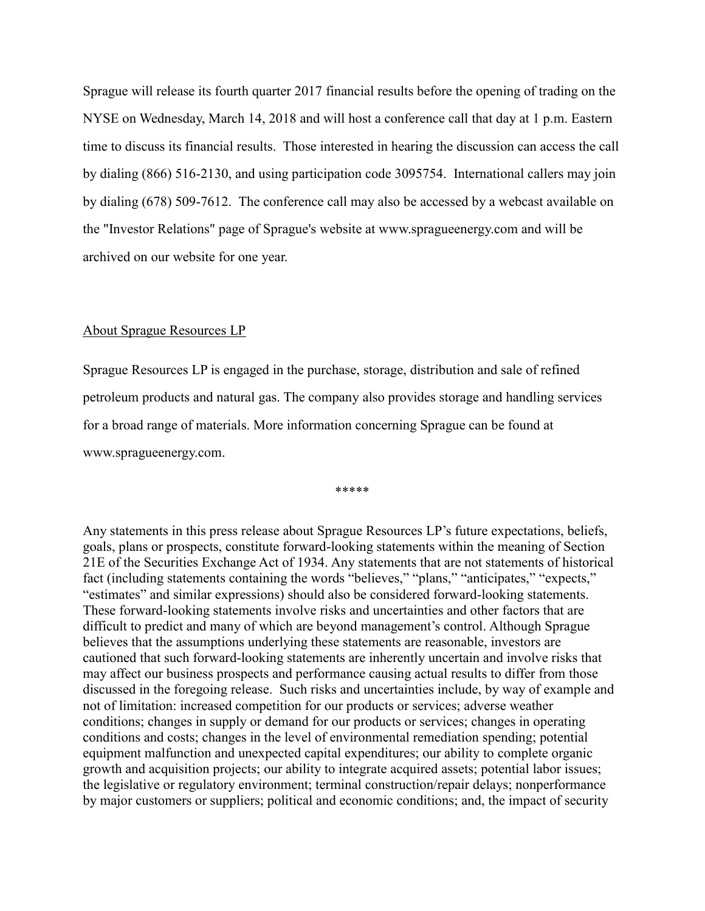Sprague will release its fourth quarter 2017 financial results before the opening of trading on the NYSE on Wednesday, March 14, 2018 and will host a conference call that day at 1 p.m. Eastern time to discuss its financial results. Those interested in hearing the discussion can access the call by dialing (866) 516-2130, and using participation code 3095754. International callers may join by dialing (678) 509-7612. The conference call may also be accessed by a webcast available on the "Investor Relations" page of Sprague's website at www.spragueenergy.com and will be archived on our website for one year.

## About Sprague Resources LP

Sprague Resources LP is engaged in the purchase, storage, distribution and sale of refined petroleum products and natural gas. The company also provides storage and handling services for a broad range of materials. More information concerning Sprague can be found at www.spragueenergy.com.

*****

Any statements in this press release about Sprague Resources LP’s future expectations, beliefs, goals, plans or prospects, constitute forward-looking statements within the meaning of Section 21E of the Securities Exchange Act of 1934. Any statements that are not statements of historical fact (including statements containing the words “believes,” “plans,” “anticipates,” “expects,” “estimates” and similar expressions) should also be considered forward-looking statements. These forward-looking statements involve risks and uncertainties and other factors that are difficult to predict and many of which are beyond management’s control. Although Sprague believes that the assumptions underlying these statements are reasonable, investors are cautioned that such forward-looking statements are inherently uncertain and involve risks that may affect our business prospects and performance causing actual results to differ from those discussed in the foregoing release. Such risks and uncertainties include, by way of example and not of limitation: increased competition for our products or services; adverse weather conditions; changes in supply or demand for our products or services; changes in operating conditions and costs; changes in the level of environmental remediation spending; potential equipment malfunction and unexpected capital expenditures; our ability to complete organic growth and acquisition projects; our ability to integrate acquired assets; potential labor issues; the legislative or regulatory environment; terminal construction/repair delays; nonperformance by major customers or suppliers; political and economic conditions; and, the impact of security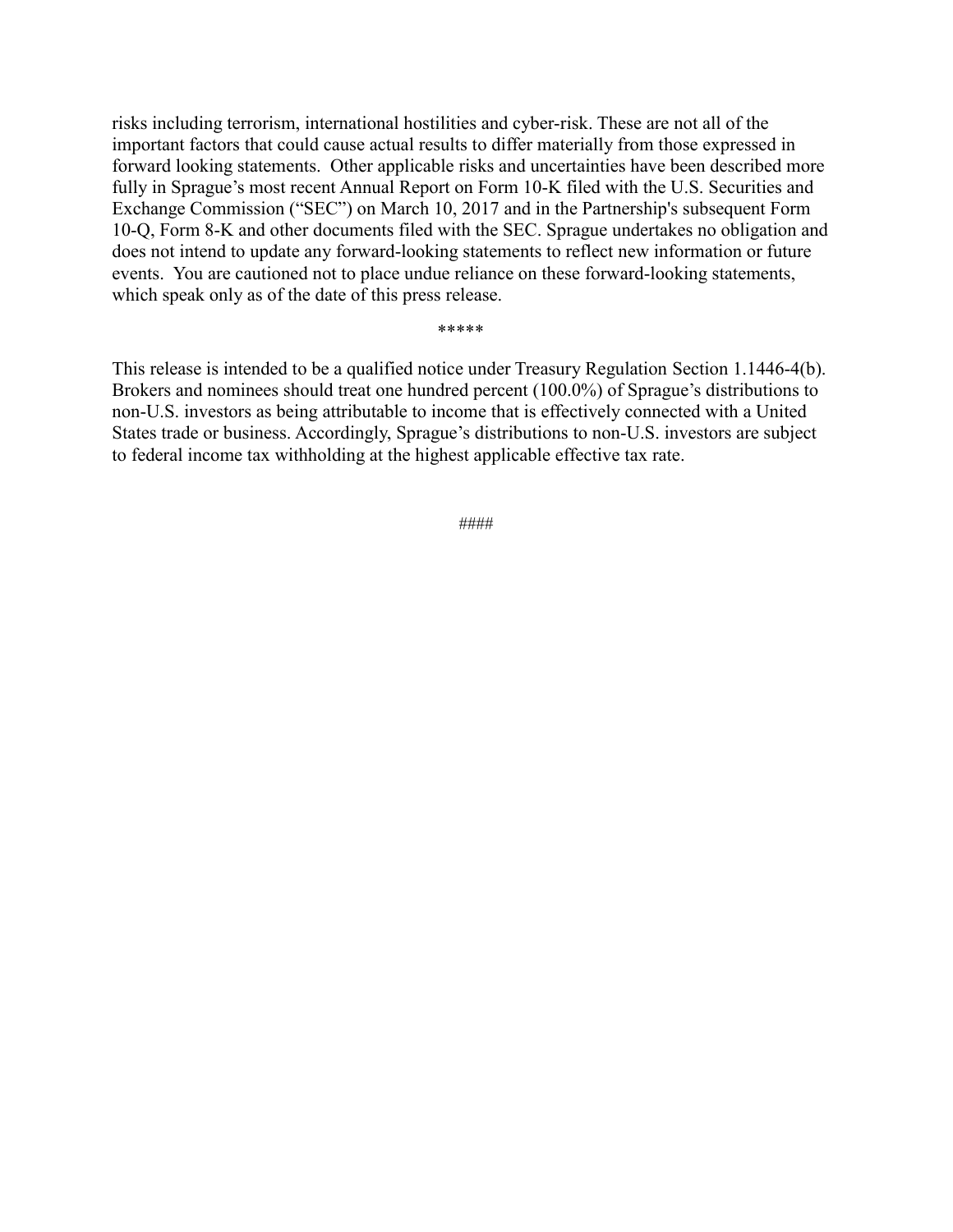risks including terrorism, international hostilities and cyber-risk. These are not all of the important factors that could cause actual results to differ materially from those expressed in forward looking statements. Other applicable risks and uncertainties have been described more fully in Sprague's most recent Annual Report on Form 10-K filed with the U.S. Securities and Exchange Commission ("SEC") on March 10, 2017 and in the Partnership's subsequent Form 10-Q, Form 8-K and other documents filed with the SEC. Sprague undertakes no obligation and does not intend to update any forward-looking statements to reflect new information or future events. You are cautioned not to place undue reliance on these forward-looking statements, which speak only as of the date of this press release.

*****

This release is intended to be a qualified notice under Treasury Regulation Section 1.1446-4(b). Brokers and nominees should treat one hundred percent (100.0%) of Sprague's distributions to non-U.S. investors as being attributable to income that is effectively connected with a United States trade or business. Accordingly, Sprague's distributions to non-U.S. investors are subject to federal income tax withholding at the highest applicable effective tax rate.

####